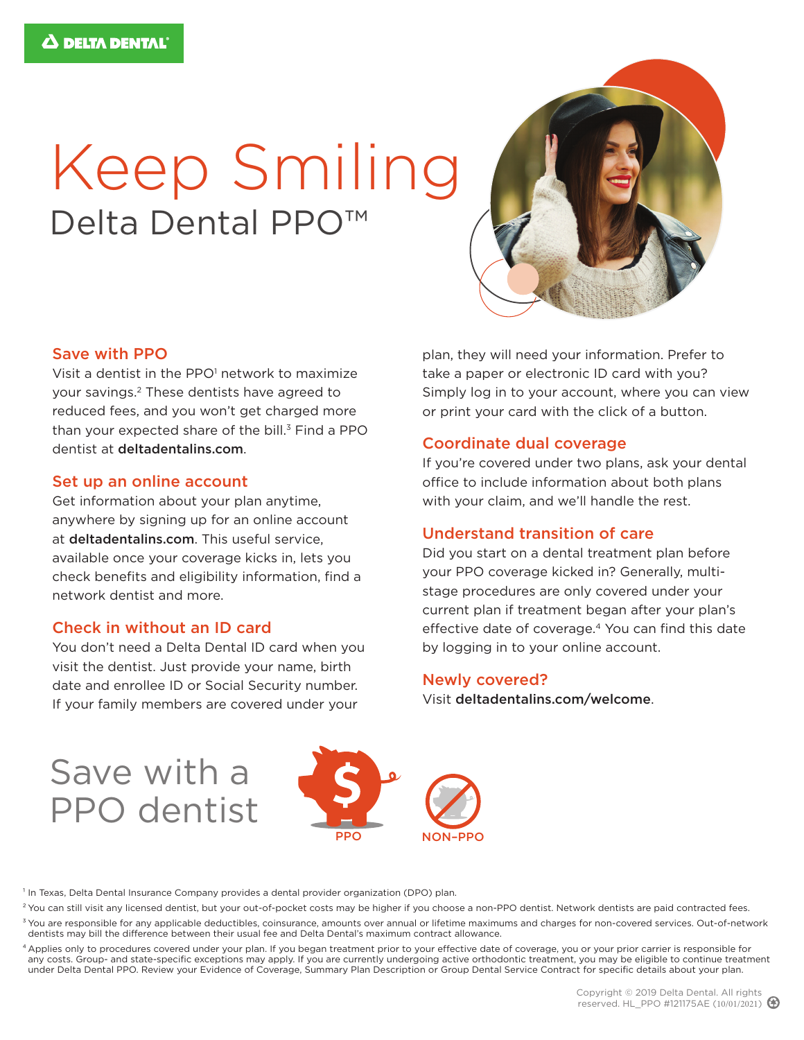DELTA DENTAL

# Keep Smiling

## Delta Dental PPO™

### Save with PPO

Visit a dentist in the PPO[1] network to maximize your savings.[2] These dentists have agreed to reduced fees, and you won't get charged more than your expected share of the bill.[3] Find a PPO dentist at **deltadentalins.com**.

### Set up an online account

Get information about your plan anytime, anywhere by signing up for an online account at **deltadentalins.com**. This useful service, available once your coverage kicks in, lets you check benefits and eligibility information, find a network dentist and more.

### Check in without an ID card

You don't need a Delta Dental ID card when you visit the dentist. Just provide your name, birth date and enrollee ID or Social Security number. If your family members are covered under your plan, they will need your information. Prefer to take a paper or electronic ID card with you? Simply log in to your account, where you can view or print your card with the click of a button.

### Coordinate dual coverage

If you're covered under two plans, ask your dental office to include information about both plans with your claim, and we'll handle the rest.

### Understand transition of care

Did you start on a dental treatment plan before your PPO coverage kicked in? Generally, multi-stage procedures are only covered under your current plan if treatment began after your plan's effective date of coverage.[4] You can find this date by logging in to your online account.

### Newly covered?

Visit **deltadentalins.com/welcome**.

## Save with a PPO dentist

PPO

NON-PPO

[1] In Texas, Delta Dental Insurance Company provides a dental provider organization (DPO) plan.

[2] You can still visit any licensed dentist, but your out-of-pocket costs may be higher if you choose a non-PPO dentist. Network dentists are paid contracted fees.

[3] You are responsible for any applicable deductibles, coinsurance, amounts over annual or lifetime maximums and charges for non-covered services. Out-of-network dentists may bill the difference between their usual fee and Delta Dental's maximum contract allowance.

[4] Applies only to procedures covered under your plan. If you began treatment prior to your effective date of coverage, you or your prior carrier is responsible for any costs. Group- and state-specific exceptions may apply. If you are currently undergoing active orthodontic treatment, you may be eligible to continue treatment under Delta Dental PPO. Review your Evidence of Coverage, Summary Plan Description or Group Dental Service Contract for specific details about your plan.

Copyright © 2019 Delta Dental. All rights reserved. HL_PPO #121175AE (10/01/2021)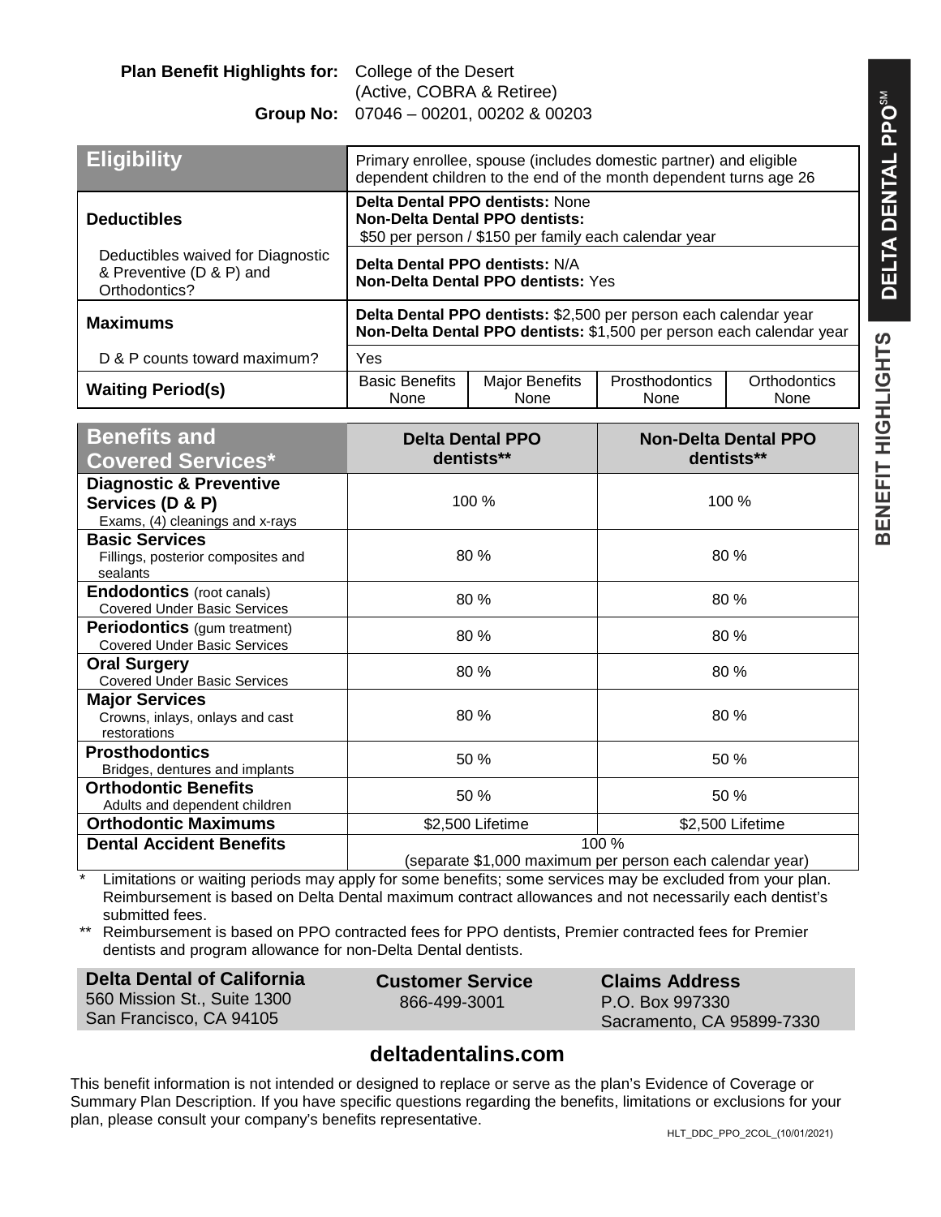**Plan Benefit Highlights for:** College of the Desert (Active, COBRA & Retiree)
**Group No:** 07046 – 00201, 00202 & 00203

DELTA DENTAL PPO[SM] BENEFIT HIGHLIGHTS

| | | | | |
|---|---|---|---|---|
| **Eligibility** | Primary enrollee, spouse (includes domestic partner) and eligible dependent children to the end of the month dependent turns age 26 | | | |
| **Deductibles** | **Delta Dental PPO dentists:** None<br>**Non-Delta Dental PPO dentists:** $50 per person / $150 per family each calendar year | | | |
| Deductibles waived for Diagnostic & Preventive (D & P) and Orthodontics? | **Delta Dental PPO dentists:** N/A<br>**Non-Delta Dental PPO dentists:** Yes | | | |
| **Maximums** | **Delta Dental PPO dentists:** $2,500 per person each calendar year<br>**Non-Delta Dental PPO dentists:** $1,500 per person each calendar year | | | |
| D & P counts toward maximum? | Yes | | | |
| **Waiting Period(s)** | Basic Benefits<br>None | Major Benefits<br>None | Prosthodontics<br>None | Orthodontics<br>None |

| **Benefits and Covered Services*** | **Delta Dental PPO dentists**** | **Non-Delta Dental PPO dentists**** |
|---|---|---|
| **Diagnostic & Preventive Services (D & P)**<br>Exams, (4) cleanings and x-rays | 100 % | 100 % |
| **Basic Services**<br>Fillings, posterior composites and sealants | 80 % | 80 % |
| **Endodontics** (root canals)<br>Covered Under Basic Services | 80 % | 80 % |
| **Periodontics** (gum treatment)<br>Covered Under Basic Services | 80 % | 80 % |
| **Oral Surgery**<br>Covered Under Basic Services | 80 % | 80 % |
| **Major Services**<br>Crowns, inlays, onlays and cast restorations | 80 % | 80 % |
| **Prosthodontics**<br>Bridges, dentures and implants | 50 % | 50 % |
| **Orthodontic Benefits**<br>Adults and dependent children | 50 % | 50 % |
| **Orthodontic Maximums** | $2,500 Lifetime | $2,500 Lifetime |
| **Dental Accident Benefits** | 100 %<br>(separate $1,000 maximum per person each calendar year) | |

\* Limitations or waiting periods may apply for some benefits; some services may be excluded from your plan. Reimbursement is based on Delta Dental maximum contract allowances and not necessarily each dentist's submitted fees.

** Reimbursement is based on PPO contracted fees for PPO dentists, Premier contracted fees for Premier dentists and program allowance for non-Delta Dental dentists.

| **Delta Dental of California** | **Customer Service** | **Claims Address** |
|---|---|---|
| 560 Mission St., Suite 1300<br>San Francisco, CA 94105 | 866-499-3001 | P.O. Box 997330<br>Sacramento, CA 95899-7330 |

## deltadentalins.com

This benefit information is not intended or designed to replace or serve as the plan's Evidence of Coverage or Summary Plan Description. If you have specific questions regarding the benefits, limitations or exclusions for your plan, please consult your company's benefits representative.

HLT_DDC_PPO_2COL_(10/01/2021)